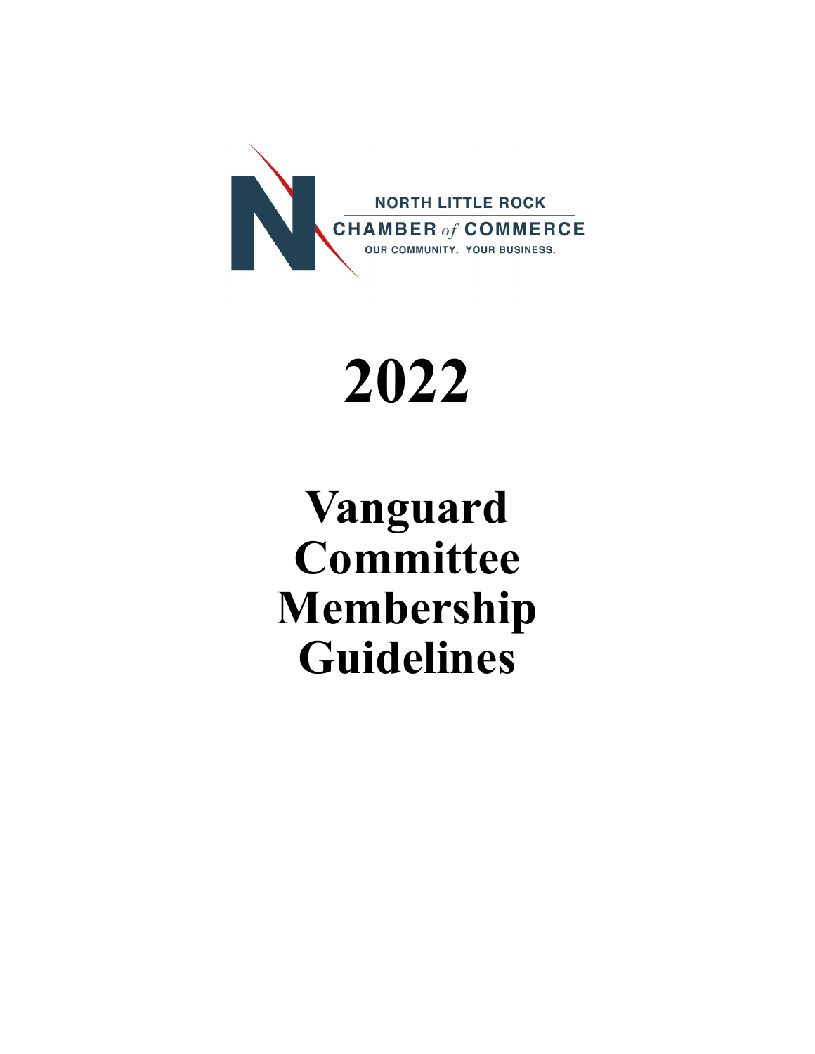NORTH LITTLE ROCK
CHAMBER *of* COMMERCE
OUR COMMUNITY. YOUR BUSINESS.

# 2022

# Vanguard Committee Membership Guidelines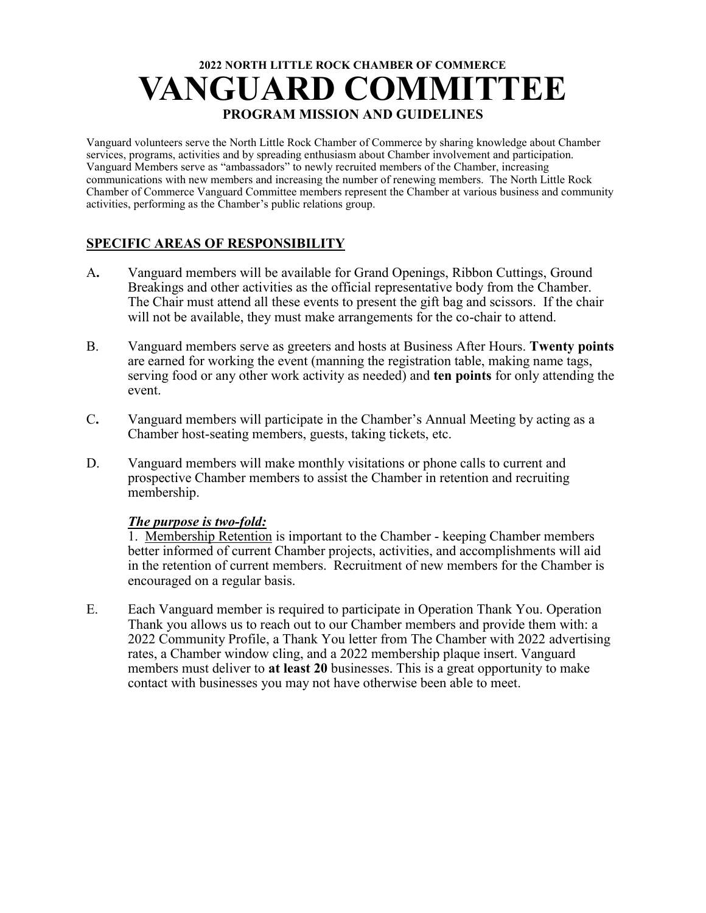**2022 NORTH LITTLE ROCK CHAMBER OF COMMERCE**

# VANGUARD COMMITTEE

**PROGRAM MISSION AND GUIDELINES**

Vanguard volunteers serve the North Little Rock Chamber of Commerce by sharing knowledge about Chamber services, programs, activities and by spreading enthusiasm about Chamber involvement and participation. Vanguard Members serve as "ambassadors" to newly recruited members of the Chamber, increasing communications with new members and increasing the number of renewing members. The North Little Rock Chamber of Commerce Vanguard Committee members represent the Chamber at various business and community activities, performing as the Chamber's public relations group.

## SPECIFIC AREAS OF RESPONSIBILITY

A**.** Vanguard members will be available for Grand Openings, Ribbon Cuttings, Ground Breakings and other activities as the official representative body from the Chamber. The Chair must attend all these events to present the gift bag and scissors. If the chair will not be available, they must make arrangements for the co-chair to attend.

B. Vanguard members serve as greeters and hosts at Business After Hours. **Twenty points** are earned for working the event (manning the registration table, making name tags, serving food or any other work activity as needed) and **ten points** for only attending the event.

C**.** Vanguard members will participate in the Chamber's Annual Meeting by acting as a Chamber host-seating members, guests, taking tickets, etc.

D. Vanguard members will make monthly visitations or phone calls to current and prospective Chamber members to assist the Chamber in retention and recruiting membership.

***The purpose is two-fold:***
1. Membership Retention is important to the Chamber - keeping Chamber members better informed of current Chamber projects, activities, and accomplishments will aid in the retention of current members. Recruitment of new members for the Chamber is encouraged on a regular basis.

E. Each Vanguard member is required to participate in Operation Thank You. Operation Thank you allows us to reach out to our Chamber members and provide them with: a 2022 Community Profile, a Thank You letter from The Chamber with 2022 advertising rates, a Chamber window cling, and a 2022 membership plaque insert. Vanguard members must deliver to **at least 20** businesses. This is a great opportunity to make contact with businesses you may not have otherwise been able to meet.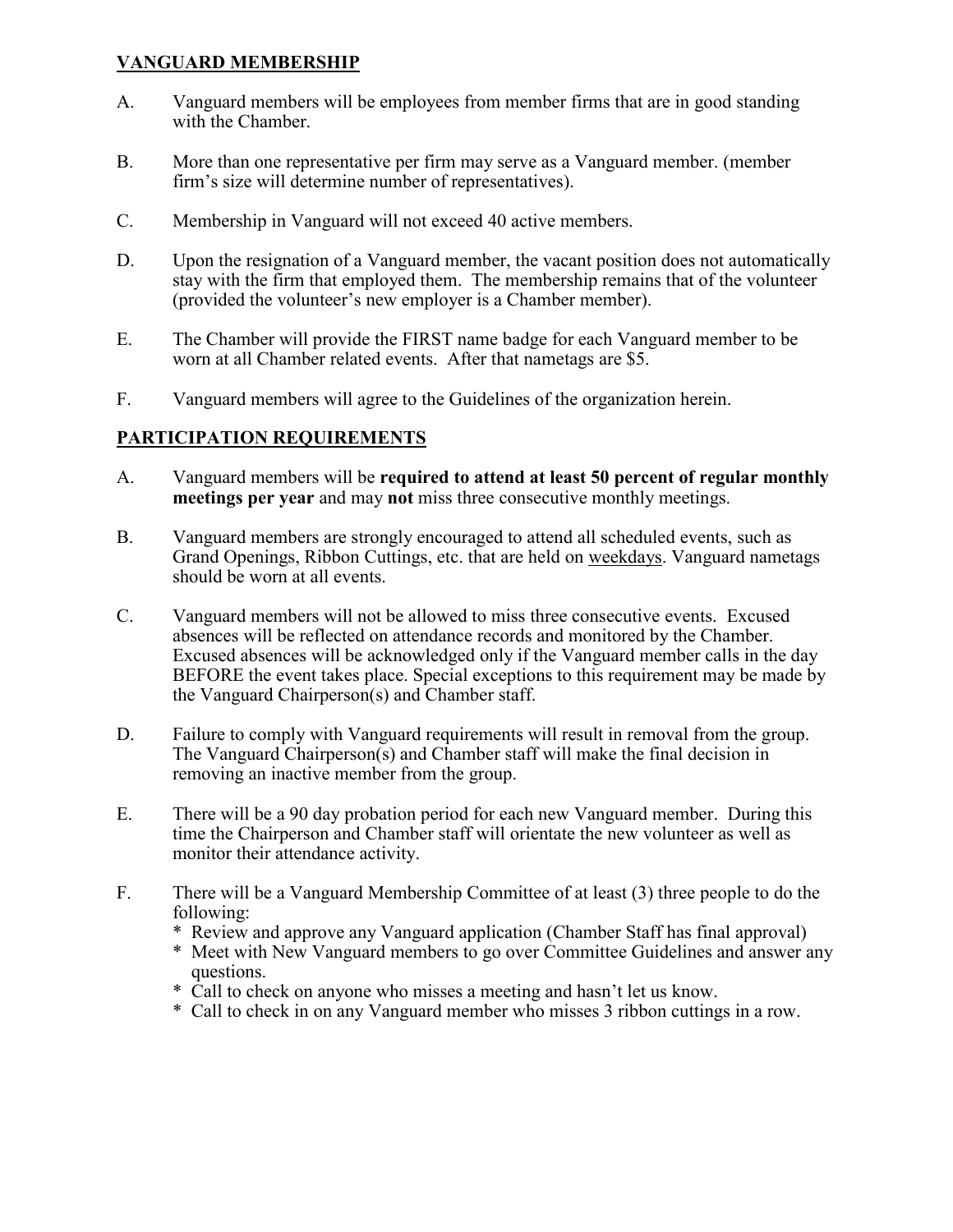## VANGUARD MEMBERSHIP

A. Vanguard members will be employees from member firms that are in good standing with the Chamber.

B. More than one representative per firm may serve as a Vanguard member. (member firm's size will determine number of representatives).

C. Membership in Vanguard will not exceed 40 active members.

D. Upon the resignation of a Vanguard member, the vacant position does not automatically stay with the firm that employed them. The membership remains that of the volunteer (provided the volunteer's new employer is a Chamber member).

E. The Chamber will provide the FIRST name badge for each Vanguard member to be worn at all Chamber related events. After that nametags are $5.

F. Vanguard members will agree to the Guidelines of the organization herein.

## PARTICIPATION REQUIREMENTS

A. Vanguard members will be **required to attend at least 50 percent of regular monthly meetings per year** and may **not** miss three consecutive monthly meetings.

B. Vanguard members are strongly encouraged to attend all scheduled events, such as Grand Openings, Ribbon Cuttings, etc. that are held on weekdays. Vanguard nametags should be worn at all events.

C. Vanguard members will not be allowed to miss three consecutive events. Excused absences will be reflected on attendance records and monitored by the Chamber. Excused absences will be acknowledged only if the Vanguard member calls in the day BEFORE the event takes place. Special exceptions to this requirement may be made by the Vanguard Chairperson(s) and Chamber staff.

D. Failure to comply with Vanguard requirements will result in removal from the group. The Vanguard Chairperson(s) and Chamber staff will make the final decision in removing an inactive member from the group.

E. There will be a 90 day probation period for each new Vanguard member. During this time the Chairperson and Chamber staff will orientate the new volunteer as well as monitor their attendance activity.

F. There will be a Vanguard Membership Committee of at least (3) three people to do the following:
   * Review and approve any Vanguard application (Chamber Staff has final approval)
   * Meet with New Vanguard members to go over Committee Guidelines and answer any questions.
   * Call to check on anyone who misses a meeting and hasn't let us know.
   * Call to check in on any Vanguard member who misses 3 ribbon cuttings in a row.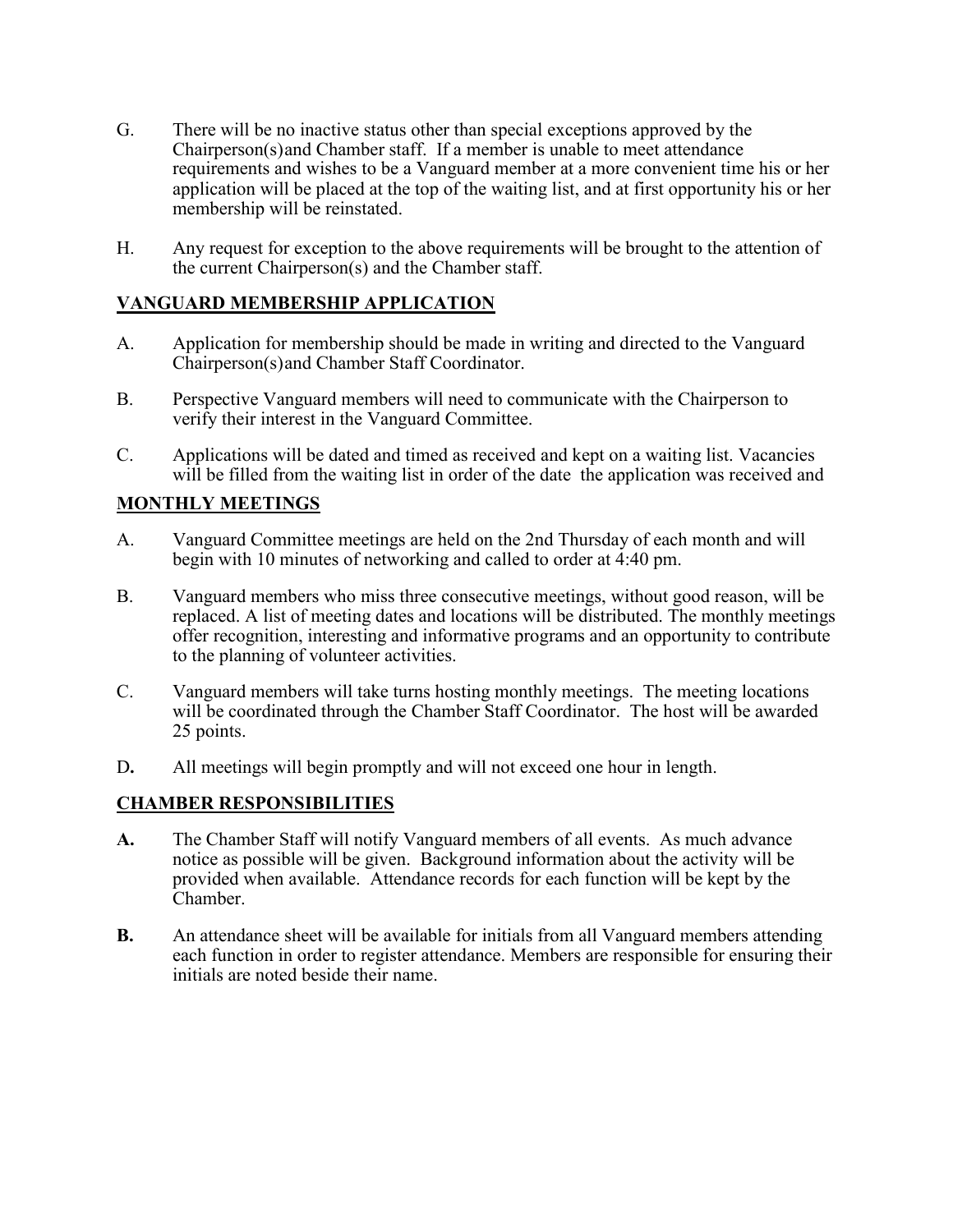G. There will be no inactive status other than special exceptions approved by the Chairperson(s) and Chamber staff. If a member is unable to meet attendance requirements and wishes to be a Vanguard member at a more convenient time his or her application will be placed at the top of the waiting list, and at first opportunity his or her membership will be reinstated.

H. Any request for exception to the above requirements will be brought to the attention of the current Chairperson(s) and the Chamber staff.

## VANGUARD MEMBERSHIP APPLICATION

A. Application for membership should be made in writing and directed to the Vanguard Chairperson(s) and Chamber Staff Coordinator.

B. Perspective Vanguard members will need to communicate with the Chairperson to verify their interest in the Vanguard Committee.

C. Applications will be dated and timed as received and kept on a waiting list. Vacancies will be filled from the waiting list in order of the date the application was received and

## MONTHLY MEETINGS

A. Vanguard Committee meetings are held on the 2nd Thursday of each month and will begin with 10 minutes of networking and called to order at 4:40 pm.

B. Vanguard members who miss three consecutive meetings, without good reason, will be replaced. A list of meeting dates and locations will be distributed. The monthly meetings offer recognition, interesting and informative programs and an opportunity to contribute to the planning of volunteer activities.

C. Vanguard members will take turns hosting monthly meetings. The meeting locations will be coordinated through the Chamber Staff Coordinator. The host will be awarded 25 points.

D**.** All meetings will begin promptly and will not exceed one hour in length.

## CHAMBER RESPONSIBILITIES

**A.** The Chamber Staff will notify Vanguard members of all events. As much advance notice as possible will be given. Background information about the activity will be provided when available. Attendance records for each function will be kept by the Chamber.

**B.** An attendance sheet will be available for initials from all Vanguard members attending each function in order to register attendance. Members are responsible for ensuring their initials are noted beside their name.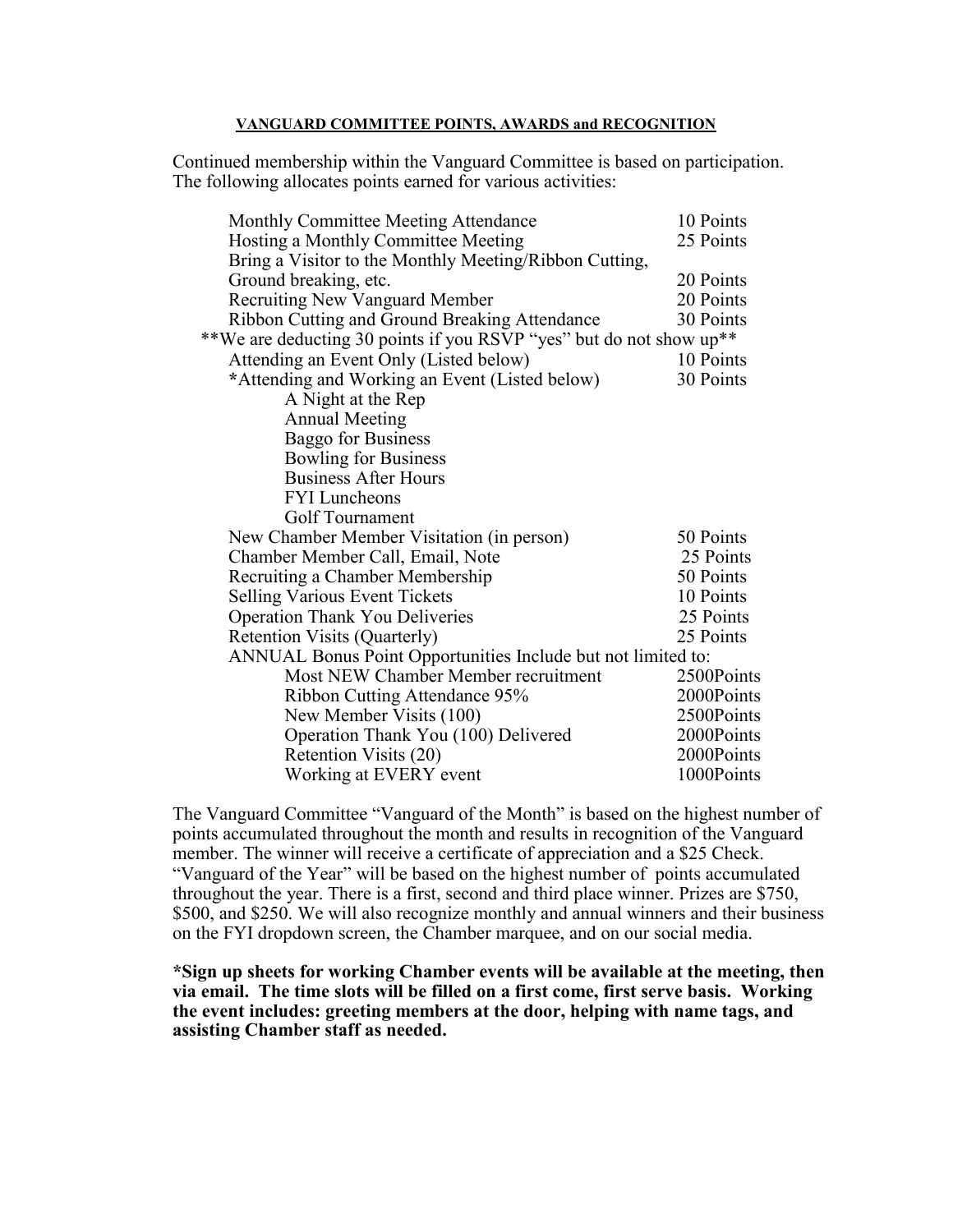**VANGUARD COMMITTEE POINTS, AWARDS and RECOGNITION**

Continued membership within the Vanguard Committee is based on participation. The following allocates points earned for various activities:

| Activity | Points |
|---|---|
| Monthly Committee Meeting Attendance | 10 Points |
| Hosting a Monthly Committee Meeting | 25 Points |
| Bring a Visitor to the Monthly Meeting/Ribbon Cutting, Ground breaking, etc. | 20 Points |
| Recruiting New Vanguard Member | 20 Points |
| Ribbon Cutting and Ground Breaking Attendance | 30 Points |
| **We are deducting 30 points if you RSVP "yes" but do not show up** | |
| Attending an Event Only (Listed below) | 10 Points |
| *Attending and Working an Event (Listed below) | 30 Points |
| A Night at the Rep | |
| Annual Meeting | |
| Baggo for Business | |
| Bowling for Business | |
| Business After Hours | |
| FYI Luncheons | |
| Golf Tournament | |
| New Chamber Member Visitation (in person) | 50 Points |
| Chamber Member Call, Email, Note | 25 Points |
| Recruiting a Chamber Membership | 50 Points |
| Selling Various Event Tickets | 10 Points |
| Operation Thank You Deliveries | 25 Points |
| Retention Visits (Quarterly) | 25 Points |
| ANNUAL Bonus Point Opportunities Include but not limited to: | |
| Most NEW Chamber Member recruitment | 2500Points |
| Ribbon Cutting Attendance 95% | 2000Points |
| New Member Visits (100) | 2500Points |
| Operation Thank You (100) Delivered | 2000Points |
| Retention Visits (20) | 2000Points |
| Working at EVERY event | 1000Points |

The Vanguard Committee "Vanguard of the Month" is based on the highest number of points accumulated throughout the month and results in recognition of the Vanguard member. The winner will receive a certificate of appreciation and a $25 Check. "Vanguard of the Year" will be based on the highest number of points accumulated throughout the year. There is a first, second and third place winner. Prizes are $750, $500, and $250. We will also recognize monthly and annual winners and their business on the FYI dropdown screen, the Chamber marquee, and on our social media.

***Sign up sheets for working Chamber events will be available at the meeting, then via email. The time slots will be filled on a first come, first serve basis. Working the event includes: greeting members at the door, helping with name tags, and assisting Chamber staff as needed.**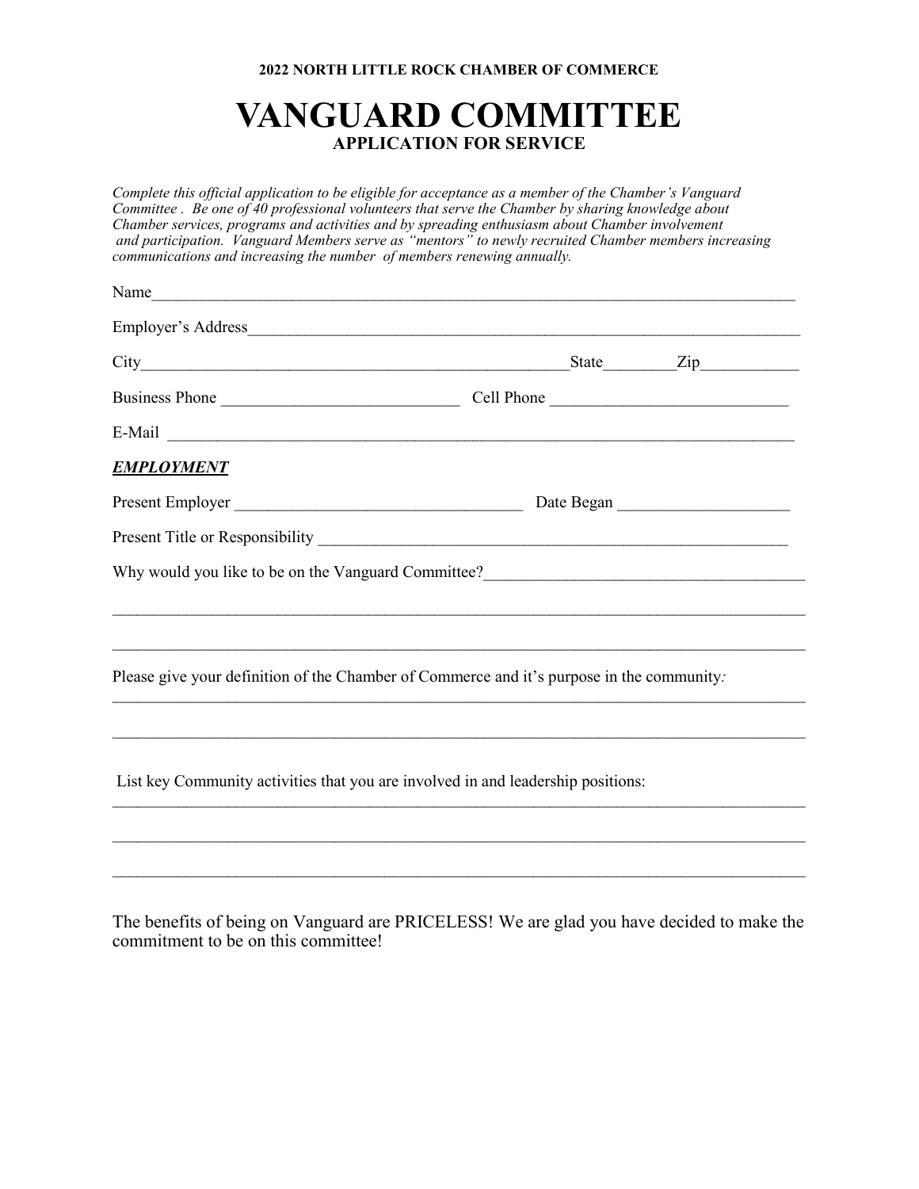**2022 NORTH LITTLE ROCK CHAMBER OF COMMERCE**

# VANGUARD COMMITTEE

**APPLICATION FOR SERVICE**

*Complete this official application to be eligible for acceptance as a member of the Chamber's Vanguard Committee . Be one of 40 professional volunteers that serve the Chamber by sharing knowledge about Chamber services, programs and activities and by spreading enthusiasm about Chamber involvement and participation. Vanguard Members serve as "mentors" to newly recruited Chamber members increasing communications and increasing the number of members renewing annually.*

Name_______________________________________________________________________________

Employer's Address_________________________________________________________________

City_______________________________________________State________Zip___________

Business Phone ____________________________ Cell Phone ____________________________

E-Mail _____________________________________________________________________________

***EMPLOYMENT***

Present Employer __________________________________ Date Began ____________________

Present Title or Responsibility _________________________________________________________

Why would you like to be on the Vanguard Committee?____________________________________

_____________________________________________________________________________________

_____________________________________________________________________________________

Please give your definition of the Chamber of Commerce and it's purpose in the community*:*

_____________________________________________________________________________________

_____________________________________________________________________________________

List key Community activities that you are involved in and leadership positions:

_____________________________________________________________________________________

_____________________________________________________________________________________

_____________________________________________________________________________________

The benefits of being on Vanguard are PRICELESS! We are glad you have decided to make the commitment to be on this committee!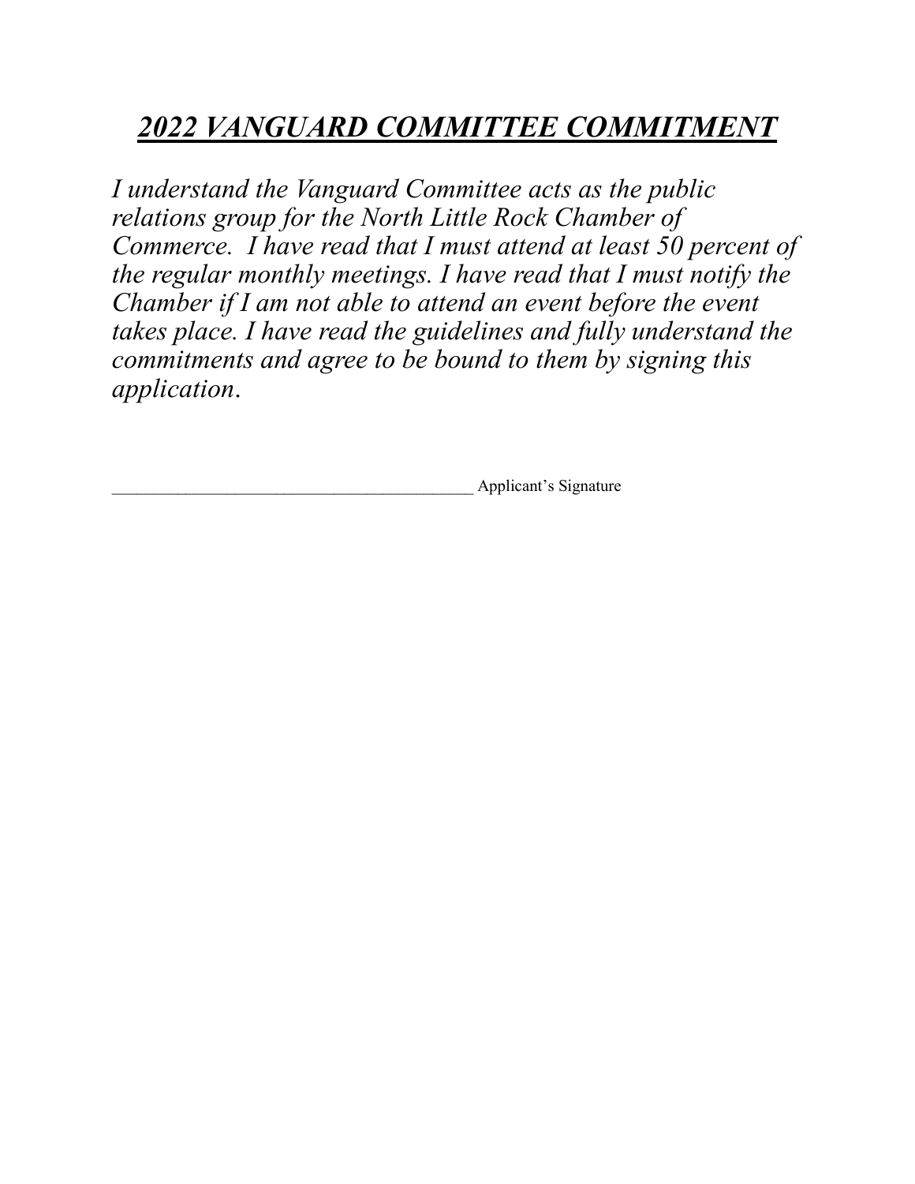# ***2022 VANGUARD COMMITTEE COMMITMENT***

*I understand the Vanguard Committee acts as the public relations group for the North Little Rock Chamber of Commerce. I have read that I must attend at least 50 percent of the regular monthly meetings. I have read that I must notify the Chamber if I am not able to attend an event before the event takes place. I have read the guidelines and fully understand the commitments and agree to be bound to them by signing this application*.

_________________________________________ Applicant's Signature